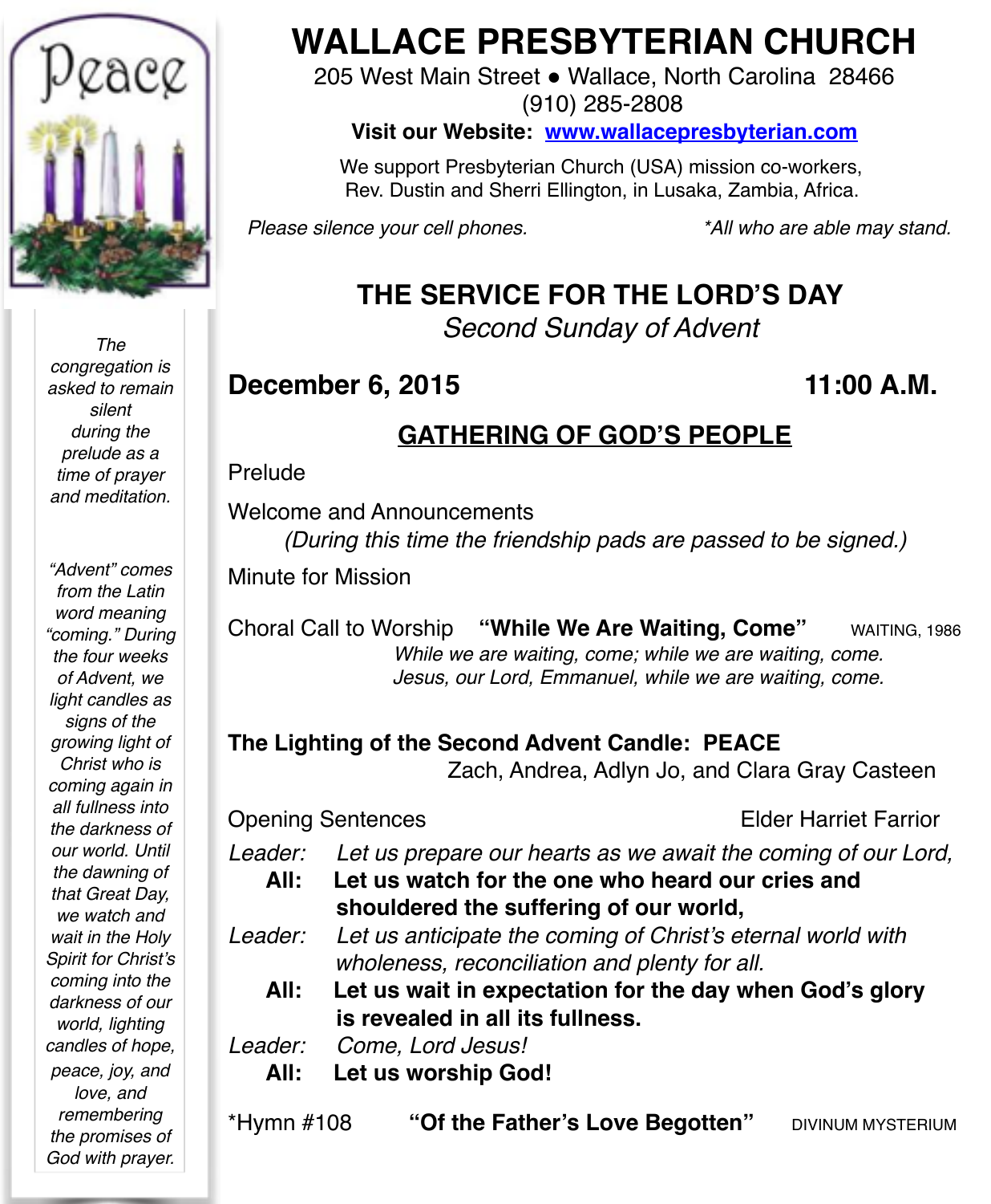# WALLACE PRESBYTERIAN CHURCH

205 West Main Street ● Wallace, North Carolina 28466
(910) 285-2808

**Visit our Website: www.wallacepresbyterian.com**

We support Presbyterian Church (USA) mission co-workers,
Rev. Dustin and Sherri Ellington, in Lusaka, Zambia, Africa.

*Please silence your cell phones.* *\*All who are able may stand.*

Peace

*The congregation is asked to remain silent during the prelude as a time of prayer and meditation.*

*"Advent" comes from the Latin word meaning "coming." During the four weeks of Advent, we light candles as signs of the growing light of Christ who is coming again in all fullness into the darkness of our world. Until the dawning of that Great Day, we watch and wait in the Holy Spirit for Christ's coming into the darkness of our world, lighting candles of hope, peace, joy, and love, and remembering the promises of God with prayer.*

## THE SERVICE FOR THE LORD'S DAY

*Second Sunday of Advent*

**December 6, 2015** **11:00 A.M.**

### GATHERING OF GOD'S PEOPLE

Prelude

Welcome and Announcements
*(During this time the friendship pads are passed to be signed.)*

Minute for Mission

Choral Call to Worship **"While We Are Waiting, Come"** WAITING, 1986
*While we are waiting, come; while we are waiting, come.*
*Jesus, our Lord, Emmanuel, while we are waiting, come.*

**The Lighting of the Second Advent Candle: PEACE**
Zach, Andrea, Adlyn Jo, and Clara Gray Casteen

Opening Sentences Elder Harriet Farrior

*Leader:* *Let us prepare our hearts as we await the coming of our Lord,*
**All:** **Let us watch for the one who heard our cries and shouldered the suffering of our world,**
*Leader:* *Let us anticipate the coming of Christ's eternal world with wholeness, reconciliation and plenty for all.*
**All:** **Let us wait in expectation for the day when God's glory is revealed in all its fullness.**
*Leader:* *Come, Lord Jesus!*
**All:** **Let us worship God!**

\*Hymn #108 **"Of the Father's Love Begotten"** DIVINUM MYSTERIUM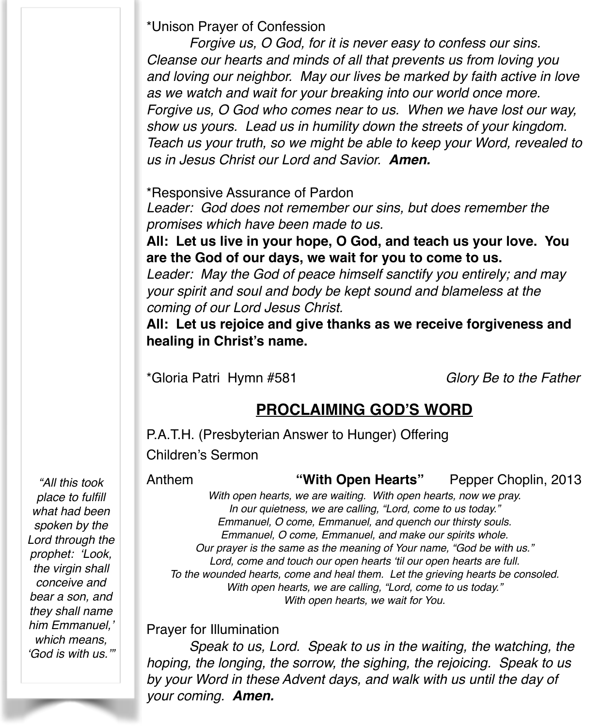*Unison Prayer of Confession

*Forgive us, O God, for it is never easy to confess our sins. Cleanse our hearts and minds of all that prevents us from loving you and loving our neighbor. May our lives be marked by faith active in love as we watch and wait for your breaking into our world once more. Forgive us, O God who comes near to us. When we have lost our way, show us yours. Lead us in humility down the streets of your kingdom. Teach us your truth, so we might be able to keep your Word, revealed to us in Jesus Christ our Lord and Savior.* ***Amen.***

*Responsive Assurance of Pardon

*Leader: God does not remember our sins, but does remember the promises which have been made to us.*

**All: Let us live in your hope, O God, and teach us your love. You are the God of our days, we wait for you to come to us.**

*Leader: May the God of peace himself sanctify you entirely; and may your spirit and soul and body be kept sound and blameless at the coming of our Lord Jesus Christ.*

**All: Let us rejoice and give thanks as we receive forgiveness and healing in Christ's name.**

*Gloria Patri Hymn #581 *Glory Be to the Father*

## PROCLAIMING GOD'S WORD

P.A.T.H. (Presbyterian Answer to Hunger) Offering

Children's Sermon

Anthem **"With Open Hearts"** Pepper Choplin, 2013

*With open hearts, we are waiting. With open hearts, now we pray.*
*In our quietness, we are calling, "Lord, come to us today."*
*Emmanuel, O come, Emmanuel, and quench our thirsty souls.*
*Emmanuel, O come, Emmanuel, and make our spirits whole.*
*Our prayer is the same as the meaning of Your name, "God be with us."*
*Lord, come and touch our open hearts 'til our open hearts are full.*
*To the wounded hearts, come and heal them. Let the grieving hearts be consoled.*
*With open hearts, we are calling, "Lord, come to us today."*
*With open hearts, we wait for You.*

*"All this took place to fulfill what had been spoken by the Lord through the prophet: 'Look, the virgin shall conceive and bear a son, and they shall name him Emmanuel,' which means, 'God is with us.'"*

Prayer for Illumination

*Speak to us, Lord. Speak to us in the waiting, the watching, the hoping, the longing, the sorrow, the sighing, the rejoicing. Speak to us by your Word in these Advent days, and walk with us until the day of your coming.* ***Amen.***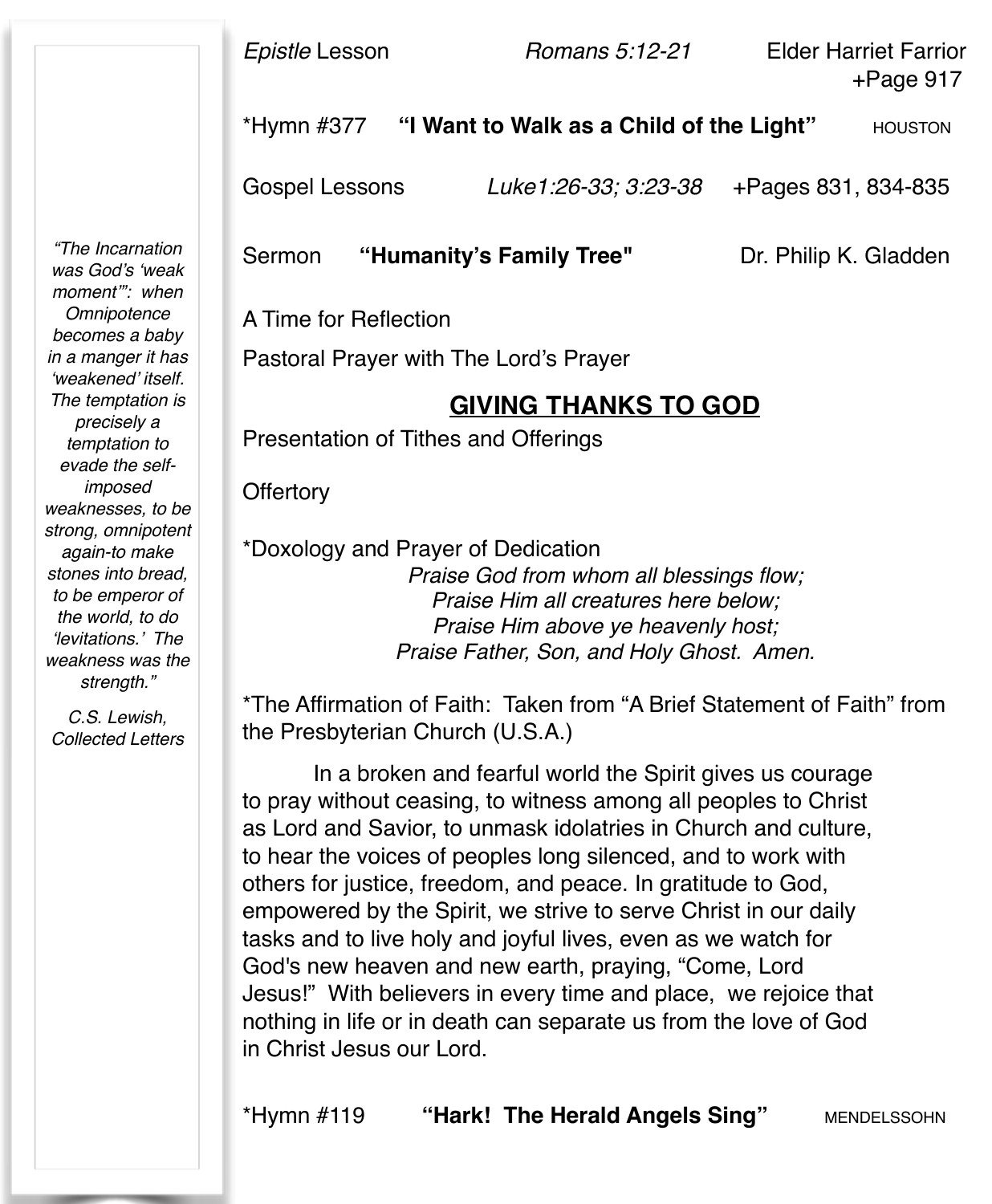*Epistle* Lesson *Romans 5:12-21* Elder Harriet Farrior +Page 917

*Hymn #377 **"I Want to Walk as a Child of the Light"** HOUSTON

Gospel Lessons *Luke1:26-33; 3:23-38* +Pages 831, 834-835

Sermon **"Humanity's Family Tree"** Dr. Philip K. Gladden

A Time for Reflection

Pastoral Prayer with The Lord's Prayer

## GIVING THANKS TO GOD

Presentation of Tithes and Offerings

Offertory

*Doxology and Prayer of Dedication

*Praise God from whom all blessings flow;*
*Praise Him all creatures here below;*
*Praise Him above ye heavenly host;*
*Praise Father, Son, and Holy Ghost. Amen.*

*The Affirmation of Faith: Taken from "A Brief Statement of Faith" from the Presbyterian Church (U.S.A.)

In a broken and fearful world the Spirit gives us courage to pray without ceasing, to witness among all peoples to Christ as Lord and Savior, to unmask idolatries in Church and culture, to hear the voices of peoples long silenced, and to work with others for justice, freedom, and peace. In gratitude to God, empowered by the Spirit, we strive to serve Christ in our daily tasks and to live holy and joyful lives, even as we watch for God's new heaven and new earth, praying, "Come, Lord Jesus!" With believers in every time and place, we rejoice that nothing in life or in death can separate us from the love of God in Christ Jesus our Lord.

*Hymn #119 **"Hark! The Herald Angels Sing"** MENDELSSOHN

*"The Incarnation was God's 'weak moment'": when Omnipotence becomes a baby in a manger it has 'weakened' itself. The temptation is precisely a temptation to evade the self-imposed weaknesses, to be strong, omnipotent again-to make stones into bread, to be emperor of the world, to do 'levitations.' The weakness was the strength."*

*C.S. Lewish, Collected Letters*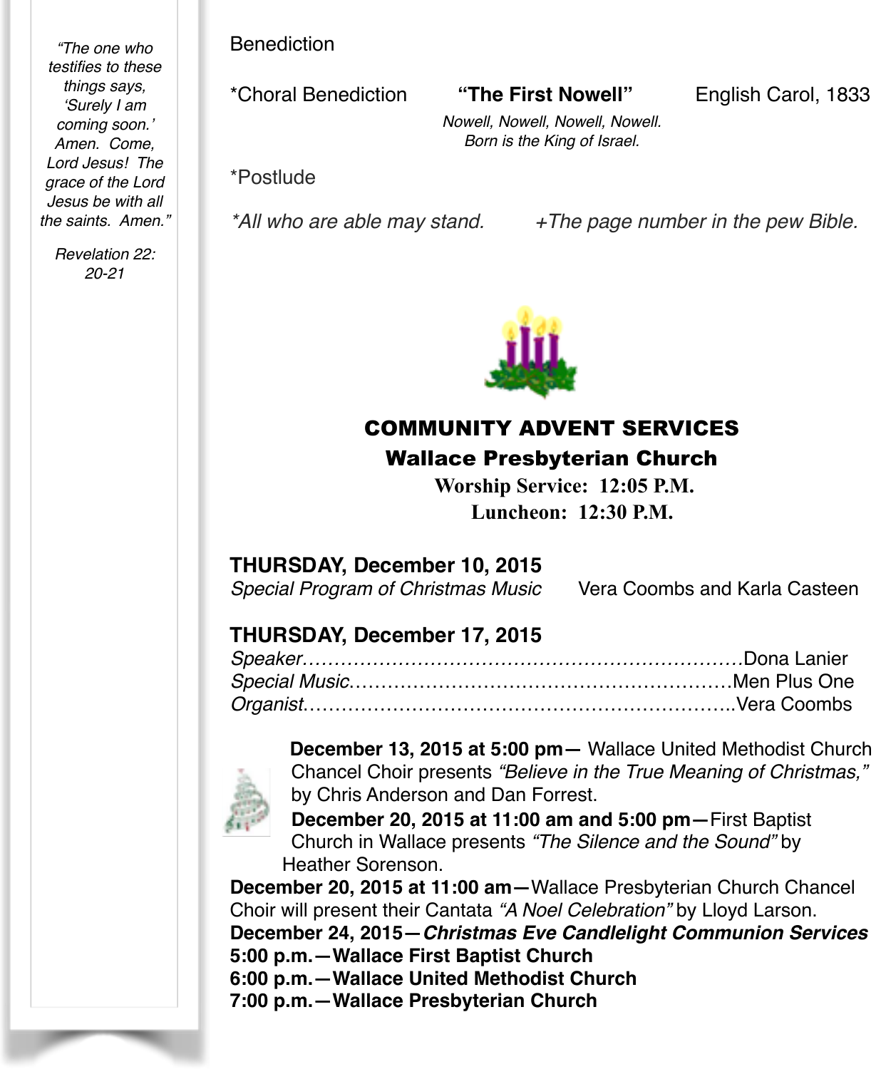*"The one who testifies to these things says, 'Surely I am coming soon.' Amen. Come, Lord Jesus! The grace of the Lord Jesus be with all the saints. Amen."*

*Revelation 22: 20-21*

Benediction

*Choral Benediction **"The First Nowell"** English Carol, 1833

*Nowell, Nowell, Nowell, Nowell.*
*Born is the King of Israel.*

*Postlude

*\*All who are able may stand.* *+The page number in the pew Bible.*

## COMMUNITY ADVENT SERVICES

### Wallace Presbyterian Church

**Worship Service: 12:05 P.M.**

**Luncheon: 12:30 P.M.**

**THURSDAY, December 10, 2015**

*Special Program of Christmas Music* Vera Coombs and Karla Casteen

**THURSDAY, December 17, 2015**

*Speaker*……………………………………………………………Dona Lanier
*Special Music*……………………………………………………Men Plus One
*Organist*…………………………………………………………..Vera Coombs

**December 13, 2015 at 5:00 pm—** Wallace United Methodist Church Chancel Choir presents *"Believe in the True Meaning of Christmas,"* by Chris Anderson and Dan Forrest.

**December 20, 2015 at 11:00 am and 5:00 pm—**First Baptist Church in Wallace presents *"The Silence and the Sound"* by Heather Sorenson.

**December 20, 2015 at 11:00 am—**Wallace Presbyterian Church Chancel Choir will present their Cantata *"A Noel Celebration"* by Lloyd Larson.

**December 24, 2015—*Christmas Eve Candlelight Communion Services***
**5:00 p.m.—Wallace First Baptist Church**
**6:00 p.m.—Wallace United Methodist Church**
**7:00 p.m.—Wallace Presbyterian Church**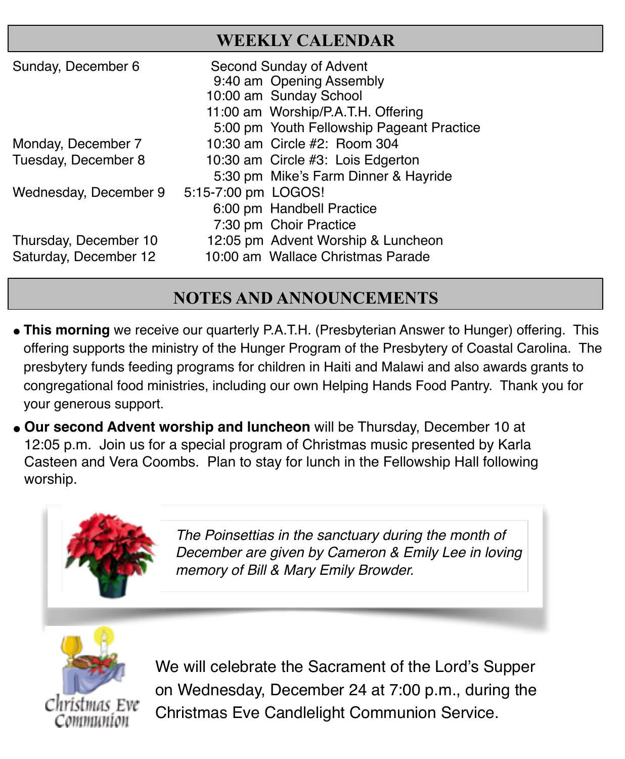## WEEKLY CALENDAR

| Day | Time | Event |
|---|---|---|
| Sunday, December 6 | | Second Sunday of Advent |
| | 9:40 am | Opening Assembly |
| | 10:00 am | Sunday School |
| | 11:00 am | Worship/P.A.T.H. Offering |
| | 5:00 pm | Youth Fellowship Pageant Practice |
| Monday, December 7 | 10:30 am | Circle #2: Room 304 |
| Tuesday, December 8 | 10:30 am | Circle #3: Lois Edgerton |
| | 5:30 pm | Mike's Farm Dinner & Hayride |
| Wednesday, December 9 | 5:15-7:00 pm | LOGOS! |
| | 6:00 pm | Handbell Practice |
| | 7:30 pm | Choir Practice |
| Thursday, December 10 | 12:05 pm | Advent Worship & Luncheon |
| Saturday, December 12 | 10:00 am | Wallace Christmas Parade |

## NOTES AND ANNOUNCEMENTS

- **This morning** we receive our quarterly P.A.T.H. (Presbyterian Answer to Hunger) offering. This offering supports the ministry of the Hunger Program of the Presbytery of Coastal Carolina. The presbytery funds feeding programs for children in Haiti and Malawi and also awards grants to congregational food ministries, including our own Helping Hands Food Pantry. Thank you for your generous support.
- **Our second Advent worship and luncheon** will be Thursday, December 10 at 12:05 p.m. Join us for a special program of Christmas music presented by Karla Casteen and Vera Coombs. Plan to stay for lunch in the Fellowship Hall following worship.

*The Poinsettias in the sanctuary during the month of December are given by Cameron & Emily Lee in loving memory of Bill & Mary Emily Browder.*

Christmas Eve Communion

We will celebrate the Sacrament of the Lord's Supper on Wednesday, December 24 at 7:00 p.m., during the Christmas Eve Candlelight Communion Service.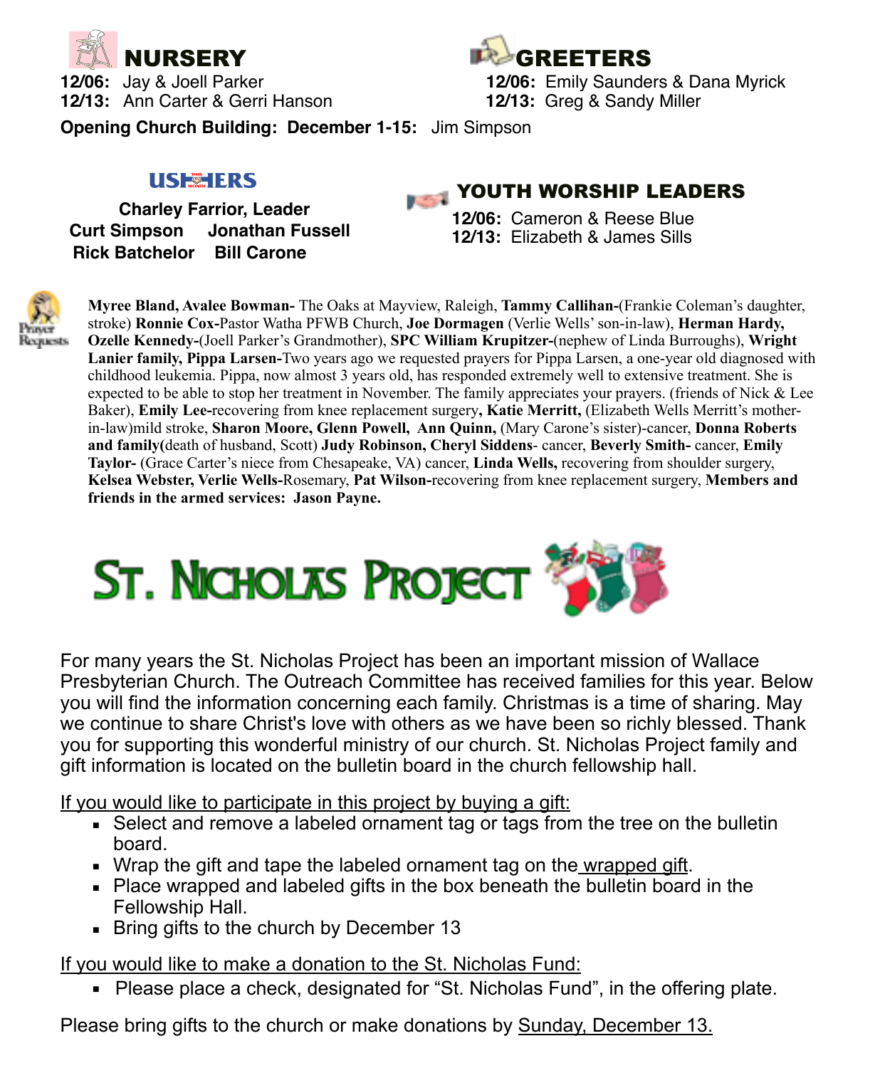## NURSERY

**12/06:** Jay & Joell Parker
**12/13:** Ann Carter & Gerri Hanson

## GREETERS

**12/06:** Emily Saunders & Dana Myrick
**12/13:** Greg & Sandy Miller

**Opening Church Building: December 1-15:** Jim Simpson

## USHERS

**Charley Farrior, Leader**
**Curt Simpson Jonathan Fussell**
**Rick Batchelor Bill Carone**

## YOUTH WORSHIP LEADERS

**12/06:** Cameron & Reese Blue
**12/13:** Elizabeth & James Sills

Prayer Requests

**Myree Bland, Avalee Bowman-** The Oaks at Mayview, Raleigh, **Tammy Callihan-**(Frankie Coleman's daughter, stroke) **Ronnie Cox-**Pastor Watha PFWB Church, **Joe Dormagen** (Verlie Wells' son-in-law), **Herman Hardy, Ozelle Kennedy-**(Joell Parker's Grandmother), **SPC William Krupitzer-**(nephew of Linda Burroughs), **Wright Lanier family, Pippa Larsen-**Two years ago we requested prayers for Pippa Larsen, a one-year old diagnosed with childhood leukemia. Pippa, now almost 3 years old, has responded extremely well to extensive treatment. She is expected to be able to stop her treatment in November. The family appreciates your prayers. (friends of Nick & Lee Baker), **Emily Lee-**recovering from knee replacement surgery**, Katie Merritt,** (Elizabeth Wells Merritt's mother-in-law)mild stroke, **Sharon Moore, Glenn Powell, Ann Quinn,** (Mary Carone's sister)-cancer, **Donna Roberts and family(**death of husband, Scott) **Judy Robinson, Cheryl Siddens**- cancer, **Beverly Smith-** cancer, **Emily Taylor-** (Grace Carter's niece from Chesapeake, VA) cancer, **Linda Wells,** recovering from shoulder surgery, **Kelsea Webster, Verlie Wells-**Rosemary, **Pat Wilson-**recovering from knee replacement surgery, **Members and friends in the armed services: Jason Payne.**

# St. Nicholas Project

For many years the St. Nicholas Project has been an important mission of Wallace Presbyterian Church. The Outreach Committee has received families for this year. Below you will find the information concerning each family. Christmas is a time of sharing. May we continue to share Christ's love with others as we have been so richly blessed. Thank you for supporting this wonderful ministry of our church. St. Nicholas Project family and gift information is located on the bulletin board in the church fellowship hall.

<u>If you would like to participate in this project by buying a gift:</u>

- Select and remove a labeled ornament tag or tags from the tree on the bulletin board.
- Wrap the gift and tape the labeled ornament tag on the <u>wrapped gift</u>.
- Place wrapped and labeled gifts in the box beneath the bulletin board in the Fellowship Hall.
- Bring gifts to the church by December 13

<u>If you would like to make a donation to the St. Nicholas Fund:</u>

- Please place a check, designated for "St. Nicholas Fund", in the offering plate.

Please bring gifts to the church or make donations by <u>Sunday, December 13.</u>